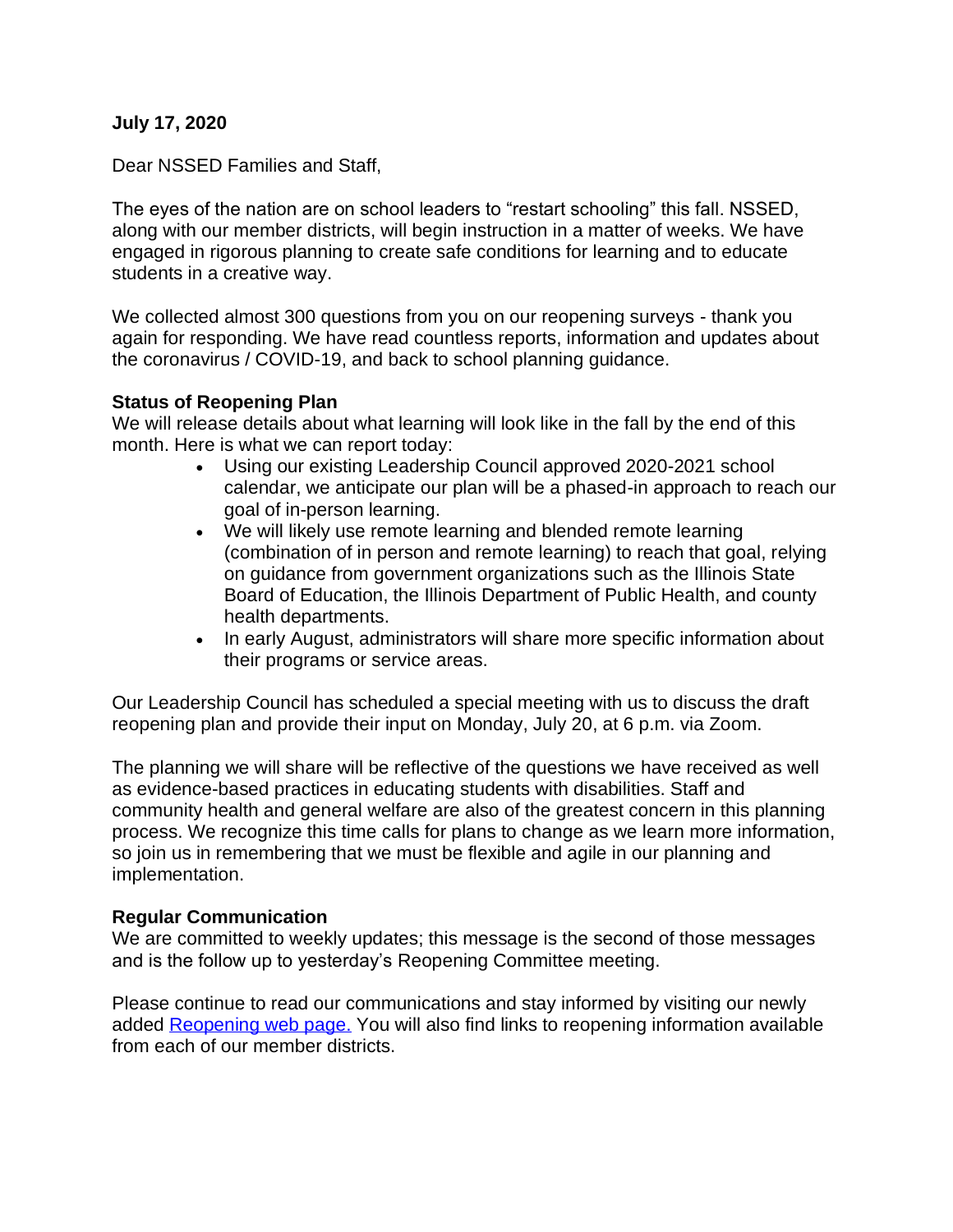**July 17, 2020**

Dear NSSED Families and Staff,

The eyes of the nation are on school leaders to "restart schooling" this fall. NSSED, along with our member districts, will begin instruction in a matter of weeks. We have engaged in rigorous planning to create safe conditions for learning and to educate students in a creative way.

We collected almost 300 questions from you on our reopening surveys - thank you again for responding. We have read countless reports, information and updates about the coronavirus / COVID-19, and back to school planning guidance.

**Status of Reopening Plan**

We will release details about what learning will look like in the fall by the end of this month. Here is what we can report today:

- Using our existing Leadership Council approved 2020-2021 school calendar, we anticipate our plan will be a phased-in approach to reach our goal of in-person learning.
- We will likely use remote learning and blended remote learning (combination of in person and remote learning) to reach that goal, relying on guidance from government organizations such as the Illinois State Board of Education, the Illinois Department of Public Health, and county health departments.
- In early August, administrators will share more specific information about their programs or service areas.

Our Leadership Council has scheduled a special meeting with us to discuss the draft reopening plan and provide their input on Monday, July 20, at 6 p.m. via Zoom.

The planning we will share will be reflective of the questions we have received as well as evidence-based practices in educating students with disabilities. Staff and community health and general welfare are also of the greatest concern in this planning process. We recognize this time calls for plans to change as we learn more information, so join us in remembering that we must be flexible and agile in our planning and implementation.

**Regular Communication**

We are committed to weekly updates; this message is the second of those messages and is the follow up to yesterday's Reopening Committee meeting.

Please continue to read our communications and stay informed by visiting our newly added [Reopening web page.] You will also find links to reopening information available from each of our member districts.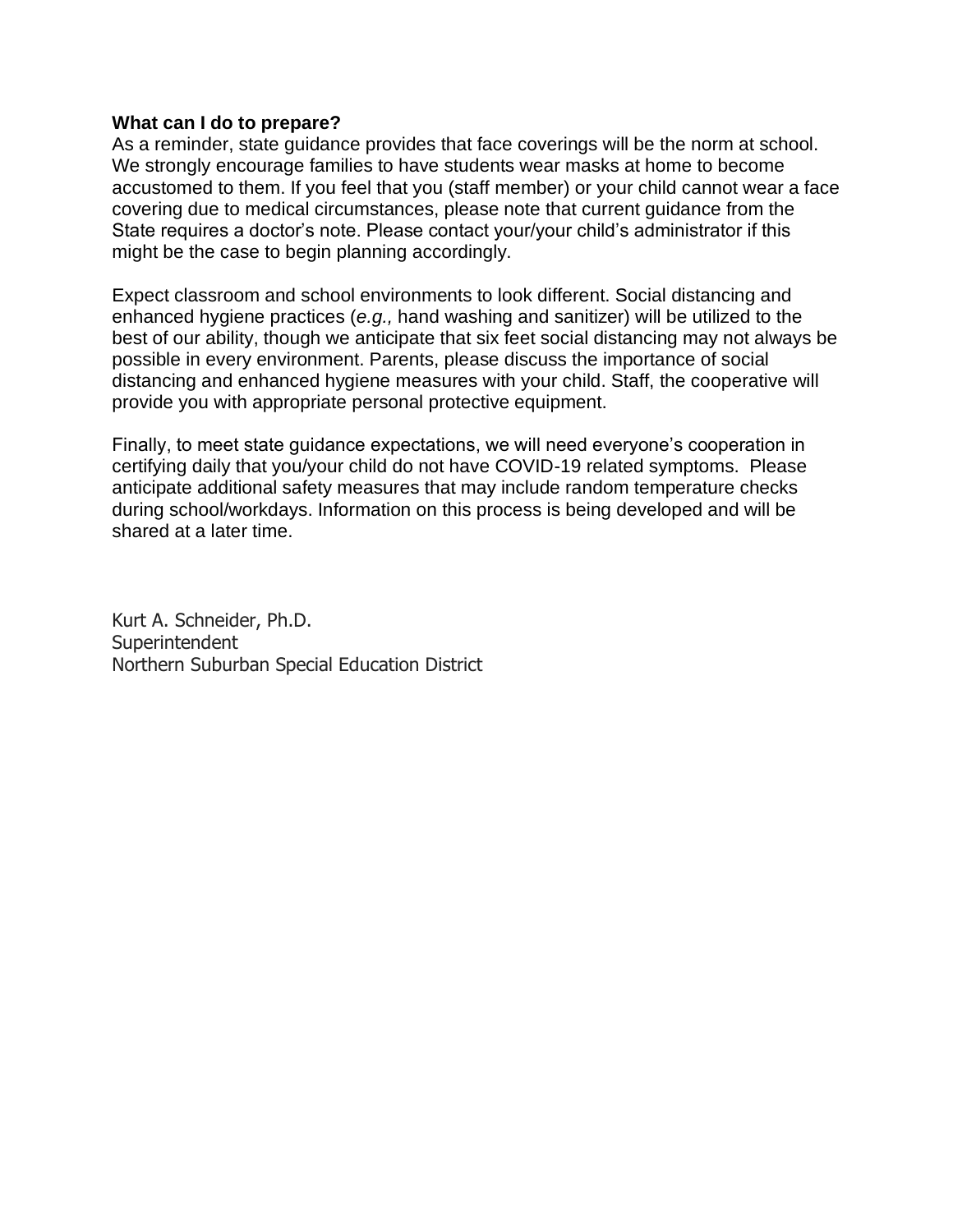**What can I do to prepare?**

As a reminder, state guidance provides that face coverings will be the norm at school. We strongly encourage families to have students wear masks at home to become accustomed to them. If you feel that you (staff member) or your child cannot wear a face covering due to medical circumstances, please note that current guidance from the State requires a doctor's note. Please contact your/your child's administrator if this might be the case to begin planning accordingly.

Expect classroom and school environments to look different. Social distancing and enhanced hygiene practices (*e.g.,* hand washing and sanitizer) will be utilized to the best of our ability, though we anticipate that six feet social distancing may not always be possible in every environment. Parents, please discuss the importance of social distancing and enhanced hygiene measures with your child. Staff, the cooperative will provide you with appropriate personal protective equipment.

Finally, to meet state guidance expectations, we will need everyone's cooperation in certifying daily that you/your child do not have COVID-19 related symptoms. Please anticipate additional safety measures that may include random temperature checks during school/workdays. Information on this process is being developed and will be shared at a later time.

Kurt A. Schneider, Ph.D.
Superintendent
Northern Suburban Special Education District